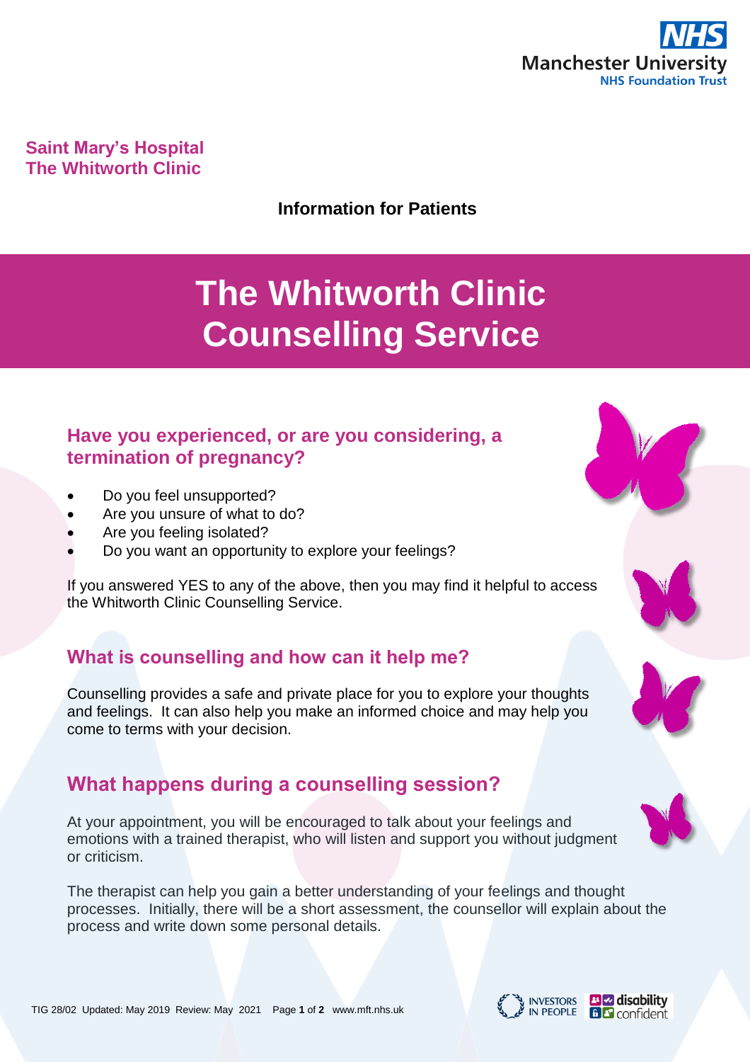Saint Mary's Hospital
The Whitworth Clinic

**Information for Patients**

# The Whitworth Clinic Counselling Service

## Have you experienced, or are you considering, a termination of pregnancy?

- Do you feel unsupported?
- Are you unsure of what to do?
- Are you feeling isolated?
- Do you want an opportunity to explore your feelings?

If you answered YES to any of the above, then you may find it helpful to access the Whitworth Clinic Counselling Service.

## What is counselling and how can it help me?

Counselling provides a safe and private place for you to explore your thoughts and feelings. It can also help you make an informed choice and may help you come to terms with your decision.

## What happens during a counselling session?

At your appointment, you will be encouraged to talk about your feelings and emotions with a trained therapist, who will listen and support you without judgment or criticism.

The therapist can help you gain a better understanding of your feelings and thought processes. Initially, there will be a short assessment, the counsellor will explain about the process and write down some personal details.

TIG 28/02 Updated: May 2019 Review: May 2021 www.mft.nhs.uk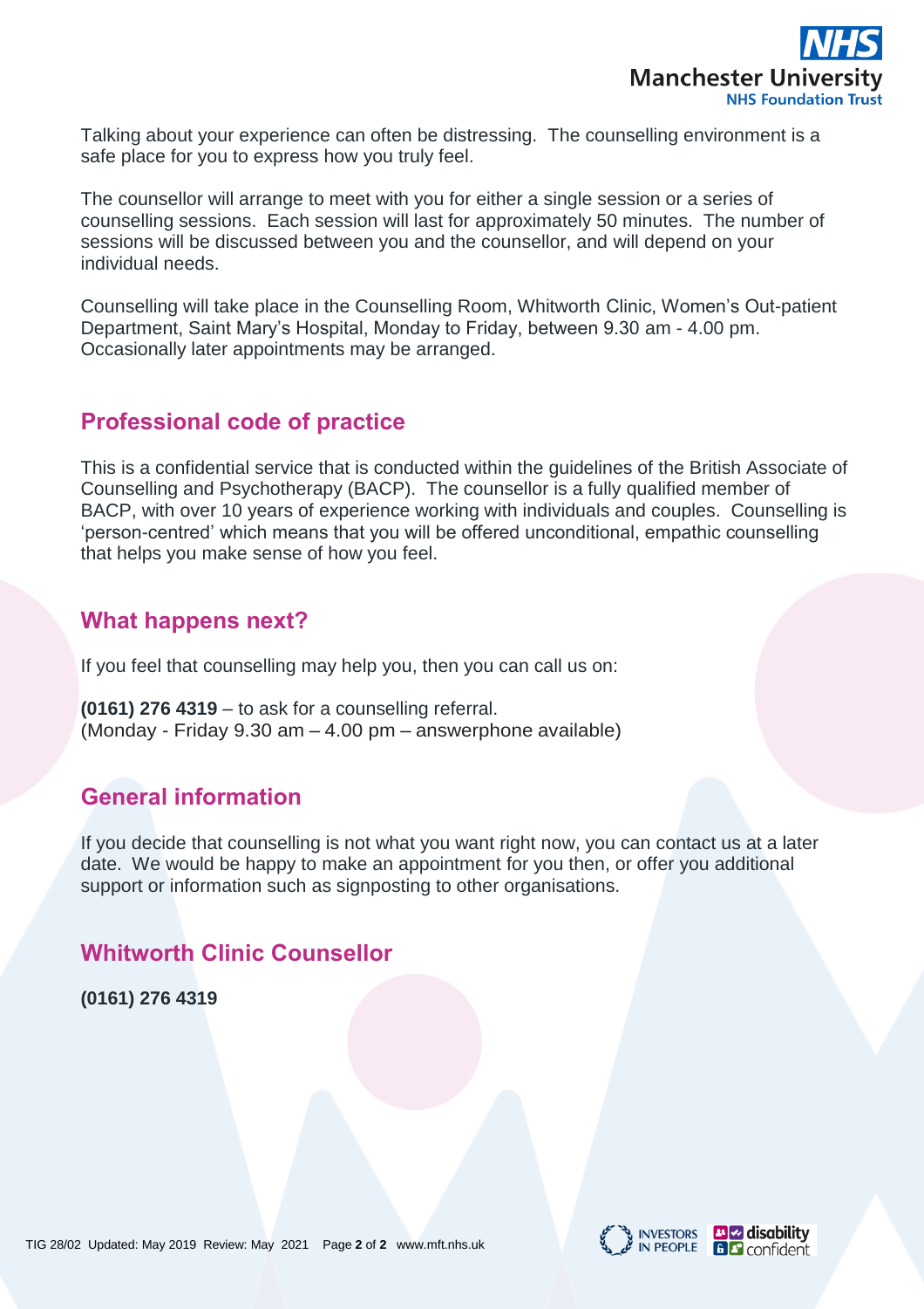Talking about your experience can often be distressing. The counselling environment is a safe place for you to express how you truly feel.

The counsellor will arrange to meet with you for either a single session or a series of counselling sessions. Each session will last for approximately 50 minutes. The number of sessions will be discussed between you and the counsellor, and will depend on your individual needs.

Counselling will take place in the Counselling Room, Whitworth Clinic, Women's Out-patient Department, Saint Mary's Hospital, Monday to Friday, between 9.30 am - 4.00 pm. Occasionally later appointments may be arranged.

## Professional code of practice

This is a confidential service that is conducted within the guidelines of the British Associate of Counselling and Psychotherapy (BACP). The counsellor is a fully qualified member of BACP, with over 10 years of experience working with individuals and couples. Counselling is 'person-centred' which means that you will be offered unconditional, empathic counselling that helps you make sense of how you feel.

## What happens next?

If you feel that counselling may help you, then you can call us on:

**(0161) 276 4319** – to ask for a counselling referral.
(Monday - Friday 9.30 am – 4.00 pm – answerphone available)

## General information

If you decide that counselling is not what you want right now, you can contact us at a later date. We would be happy to make an appointment for you then, or offer you additional support or information such as signposting to other organisations.

## Whitworth Clinic Counsellor

**(0161) 276 4319**

TIG 28/02 Updated: May 2019 Review: May 2021